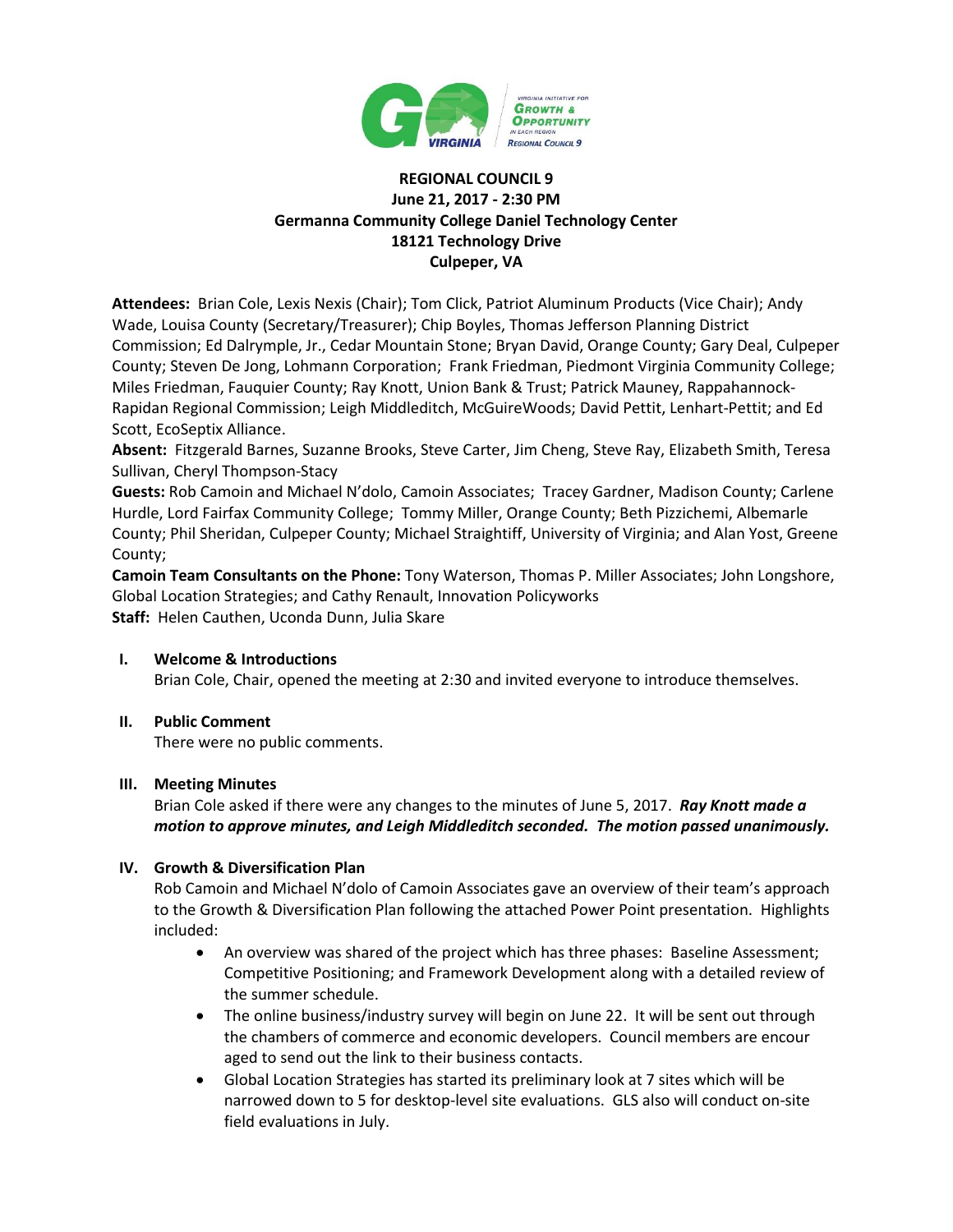**REGIONAL COUNCIL 9**
**June 21, 2017 - 2:30 PM**
**Germanna Community College Daniel Technology Center**
**18121 Technology Drive**
**Culpeper, VA**

**Attendees:** Brian Cole, Lexis Nexis (Chair); Tom Click, Patriot Aluminum Products (Vice Chair); Andy Wade, Louisa County (Secretary/Treasurer); Chip Boyles, Thomas Jefferson Planning District Commission; Ed Dalrymple, Jr., Cedar Mountain Stone; Bryan David, Orange County; Gary Deal, Culpeper County; Steven De Jong, Lohmann Corporation; Frank Friedman, Piedmont Virginia Community College; Miles Friedman, Fauquier County; Ray Knott, Union Bank & Trust; Patrick Mauney, Rappahannock-Rapidan Regional Commission; Leigh Middleditch, McGuireWoods; David Pettit, Lenhart-Pettit; and Ed Scott, EcoSeptix Alliance.

**Absent:** Fitzgerald Barnes, Suzanne Brooks, Steve Carter, Jim Cheng, Steve Ray, Elizabeth Smith, Teresa Sullivan, Cheryl Thompson-Stacy

**Guests:** Rob Camoin and Michael N'dolo, Camoin Associates; Tracey Gardner, Madison County; Carlene Hurdle, Lord Fairfax Community College; Tommy Miller, Orange County; Beth Pizzichemi, Albemarle County; Phil Sheridan, Culpeper County; Michael Straightiff, University of Virginia; and Alan Yost, Greene County;

**Camoin Team Consultants on the Phone:** Tony Waterson, Thomas P. Miller Associates; John Longshore, Global Location Strategies; and Cathy Renault, Innovation Policyworks

**Staff:** Helen Cauthen, Uconda Dunn, Julia Skare

## I. Welcome & Introductions

Brian Cole, Chair, opened the meeting at 2:30 and invited everyone to introduce themselves.

## II. Public Comment

There were no public comments.

## III. Meeting Minutes

Brian Cole asked if there were any changes to the minutes of June 5, 2017. ***Ray Knott made a motion to approve minutes, and Leigh Middleditch seconded. The motion passed unanimously.***

## IV. Growth & Diversification Plan

Rob Camoin and Michael N'dolo of Camoin Associates gave an overview of their team's approach to the Growth & Diversification Plan following the attached Power Point presentation. Highlights included:

- An overview was shared of the project which has three phases: Baseline Assessment; Competitive Positioning; and Framework Development along with a detailed review of the summer schedule.
- The online business/industry survey will begin on June 22. It will be sent out through the chambers of commerce and economic developers. Council members are encouraged to send out the link to their business contacts.
- Global Location Strategies has started its preliminary look at 7 sites which will be narrowed down to 5 for desktop-level site evaluations. GLS also will conduct on-site field evaluations in July.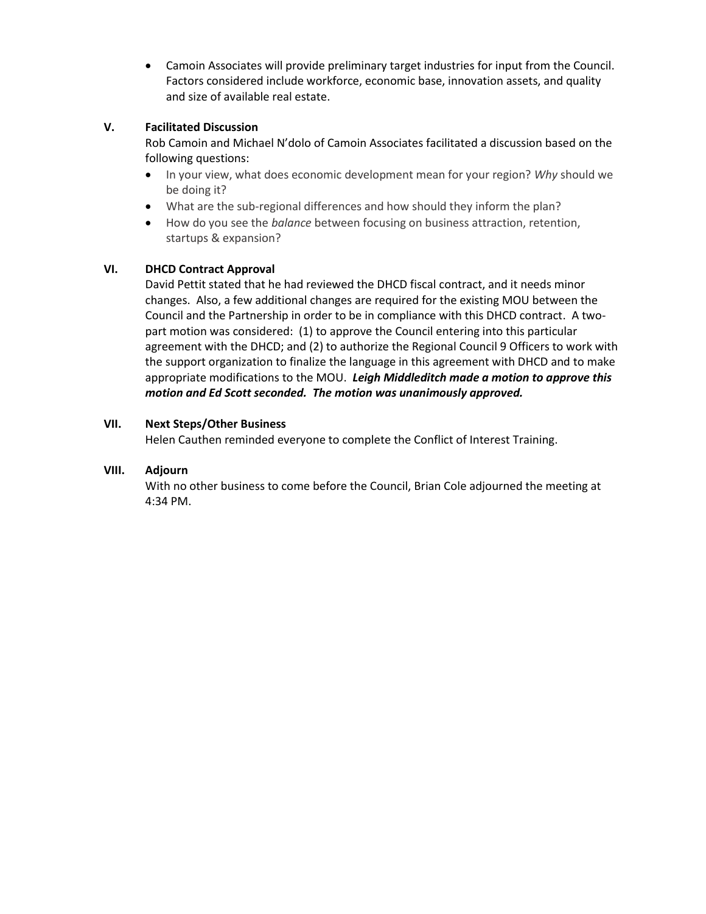- Camoin Associates will provide preliminary target industries for input from the Council. Factors considered include workforce, economic base, innovation assets, and quality and size of available real estate.

## V. Facilitated Discussion

Rob Camoin and Michael N'dolo of Camoin Associates facilitated a discussion based on the following questions:

- In your view, what does economic development mean for your region? *Why* should we be doing it?
- What are the sub-regional differences and how should they inform the plan?
- How do you see the *balance* between focusing on business attraction, retention, startups & expansion?

## VI. DHCD Contract Approval

David Pettit stated that he had reviewed the DHCD fiscal contract, and it needs minor changes. Also, a few additional changes are required for the existing MOU between the Council and the Partnership in order to be in compliance with this DHCD contract. A two-part motion was considered: (1) to approve the Council entering into this particular agreement with the DHCD; and (2) to authorize the Regional Council 9 Officers to work with the support organization to finalize the language in this agreement with DHCD and to make appropriate modifications to the MOU. ***Leigh Middleditch made a motion to approve this motion and Ed Scott seconded. The motion was unanimously approved.***

## VII. Next Steps/Other Business

Helen Cauthen reminded everyone to complete the Conflict of Interest Training.

## VIII. Adjourn

With no other business to come before the Council, Brian Cole adjourned the meeting at 4:34 PM.